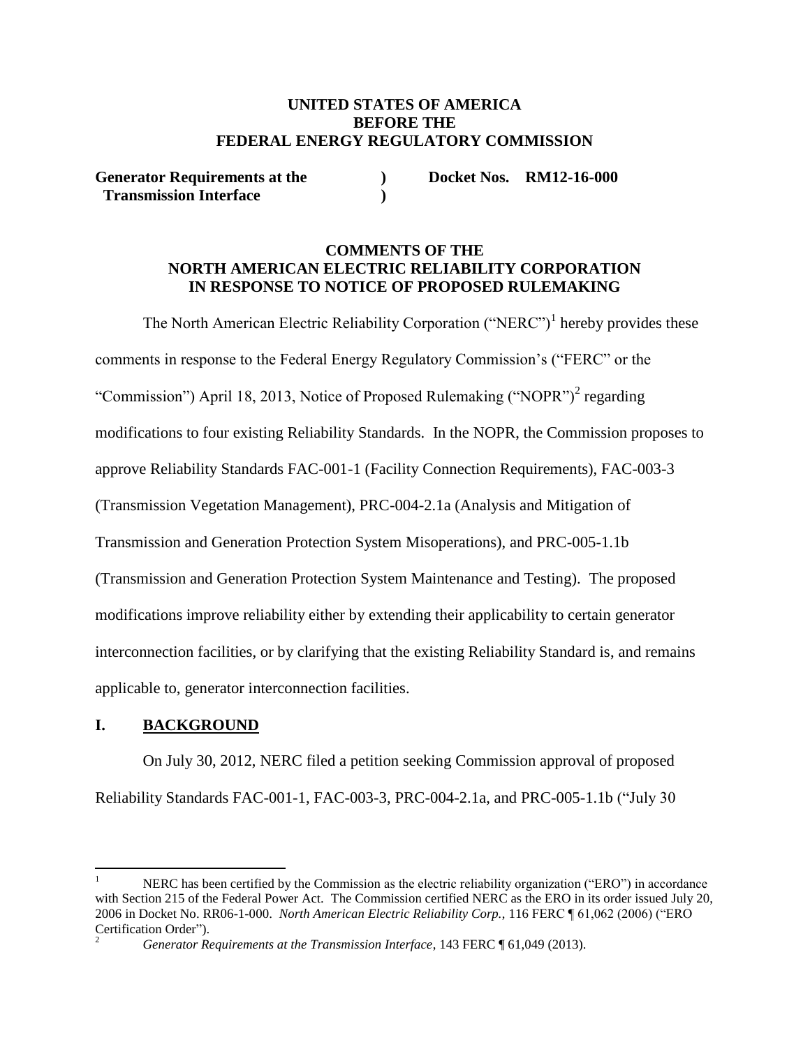**UNITED STATES OF AMERICA**
**BEFORE THE**
**FEDERAL ENERGY REGULATORY COMMISSION**

| | | |
|---|---|---|
| **Generator Requirements at the Transmission Interface** | **)** **)** | **Docket Nos. RM12-16-000** |

**COMMENTS OF THE**
**NORTH AMERICAN ELECTRIC RELIABILITY CORPORATION**
**IN RESPONSE TO NOTICE OF PROPOSED RULEMAKING**

The North American Electric Reliability Corporation ("NERC")[1] hereby provides these comments in response to the Federal Energy Regulatory Commission's ("FERC" or the "Commission") April 18, 2013, Notice of Proposed Rulemaking ("NOPR")[2] regarding modifications to four existing Reliability Standards. In the NOPR, the Commission proposes to approve Reliability Standards FAC-001-1 (Facility Connection Requirements), FAC-003-3 (Transmission Vegetation Management), PRC-004-2.1a (Analysis and Mitigation of Transmission and Generation Protection System Misoperations), and PRC-005-1.1b (Transmission and Generation Protection System Maintenance and Testing). The proposed modifications improve reliability either by extending their applicability to certain generator interconnection facilities, or by clarifying that the existing Reliability Standard is, and remains applicable to, generator interconnection facilities.

## I. BACKGROUND

On July 30, 2012, NERC filed a petition seeking Commission approval of proposed Reliability Standards FAC-001-1, FAC-003-3, PRC-004-2.1a, and PRC-005-1.1b ("July 30

---

[1] NERC has been certified by the Commission as the electric reliability organization ("ERO") in accordance with Section 215 of the Federal Power Act. The Commission certified NERC as the ERO in its order issued July 20, 2006 in Docket No. RR06-1-000. *North American Electric Reliability Corp.*, 116 FERC ¶ 61,062 (2006) ("ERO Certification Order").

[2] *Generator Requirements at the Transmission Interface*, 143 FERC ¶ 61,049 (2013).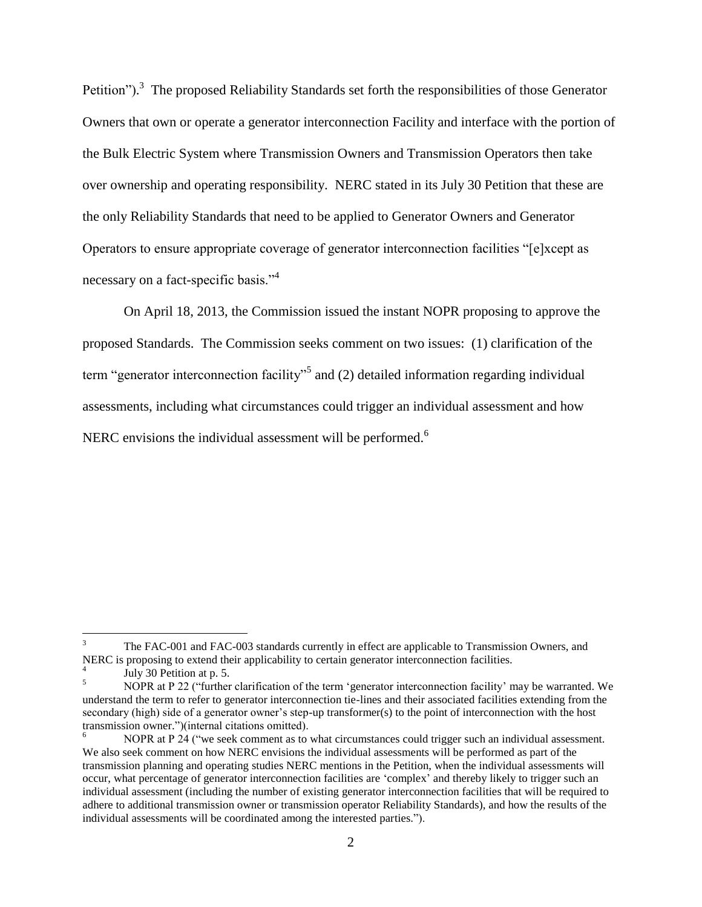Petition").[3] The proposed Reliability Standards set forth the responsibilities of those Generator Owners that own or operate a generator interconnection Facility and interface with the portion of the Bulk Electric System where Transmission Owners and Transmission Operators then take over ownership and operating responsibility. NERC stated in its July 30 Petition that these are the only Reliability Standards that need to be applied to Generator Owners and Generator Operators to ensure appropriate coverage of generator interconnection facilities "[e]xcept as necessary on a fact-specific basis."[4]

On April 18, 2013, the Commission issued the instant NOPR proposing to approve the proposed Standards. The Commission seeks comment on two issues: (1) clarification of the term "generator interconnection facility"[5] and (2) detailed information regarding individual assessments, including what circumstances could trigger an individual assessment and how NERC envisions the individual assessment will be performed.[6]

---

[3] The FAC-001 and FAC-003 standards currently in effect are applicable to Transmission Owners, and NERC is proposing to extend their applicability to certain generator interconnection facilities.

[4] July 30 Petition at p. 5.

[5] NOPR at P 22 ("further clarification of the term 'generator interconnection facility' may be warranted. We understand the term to refer to generator interconnection tie-lines and their associated facilities extending from the secondary (high) side of a generator owner's step-up transformer(s) to the point of interconnection with the host transmission owner.")(internal citations omitted).

[6] NOPR at P 24 ("we seek comment as to what circumstances could trigger such an individual assessment. We also seek comment on how NERC envisions the individual assessments will be performed as part of the transmission planning and operating studies NERC mentions in the Petition, when the individual assessments will occur, what percentage of generator interconnection facilities are 'complex' and thereby likely to trigger such an individual assessment (including the number of existing generator interconnection facilities that will be required to adhere to additional transmission owner or transmission operator Reliability Standards), and how the results of the individual assessments will be coordinated among the interested parties.").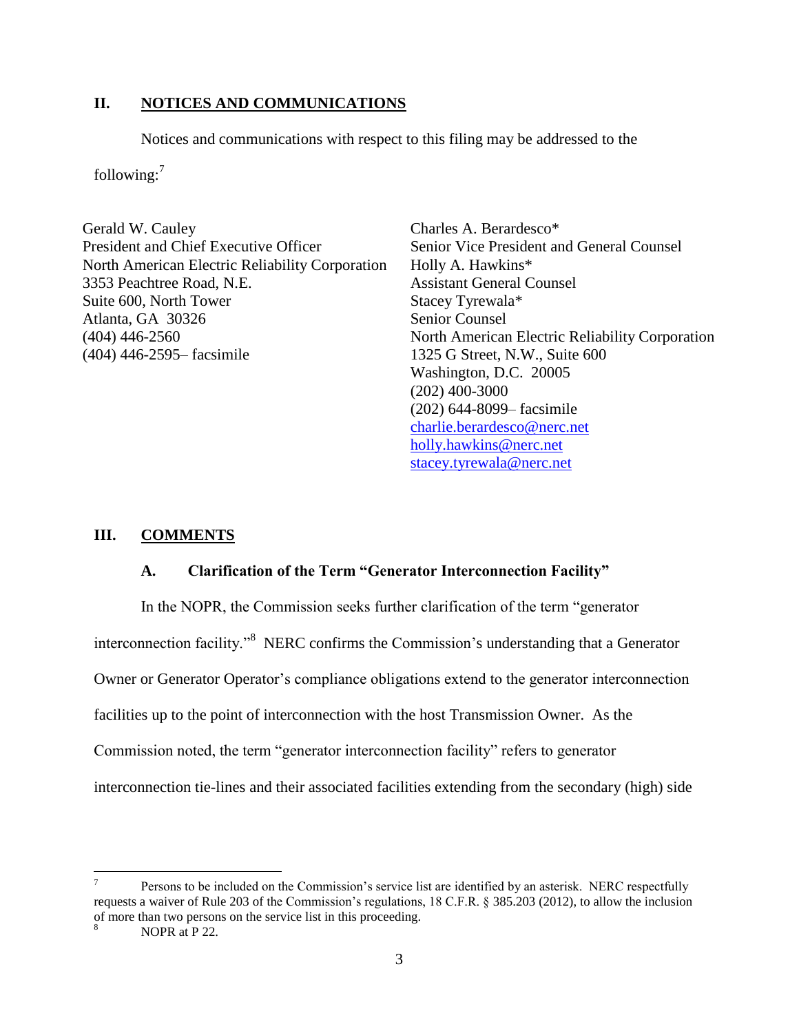## II. NOTICES AND COMMUNICATIONS

Notices and communications with respect to this filing may be addressed to the following:[7]

Gerald W. Cauley
President and Chief Executive Officer
North American Electric Reliability Corporation
3353 Peachtree Road, N.E.
Suite 600, North Tower
Atlanta, GA 30326
(404) 446-2560
(404) 446-2595– facsimile

Charles A. Berardesco*
Senior Vice President and General Counsel
Holly A. Hawkins*
Assistant General Counsel
Stacey Tyrewala*
Senior Counsel
North American Electric Reliability Corporation
1325 G Street, N.W., Suite 600
Washington, D.C. 20005
(202) 400-3000
(202) 644-8099– facsimile
charlie.berardesco@nerc.net
holly.hawkins@nerc.net
stacey.tyrewala@nerc.net

## III. COMMENTS

### A. Clarification of the Term "Generator Interconnection Facility"

In the NOPR, the Commission seeks further clarification of the term "generator interconnection facility."[8] NERC confirms the Commission's understanding that a Generator Owner or Generator Operator's compliance obligations extend to the generator interconnection facilities up to the point of interconnection with the host Transmission Owner. As the Commission noted, the term "generator interconnection facility" refers to generator interconnection tie-lines and their associated facilities extending from the secondary (high) side

---

[7] Persons to be included on the Commission's service list are identified by an asterisk. NERC respectfully requests a waiver of Rule 203 of the Commission's regulations, 18 C.F.R. § 385.203 (2012), to allow the inclusion of more than two persons on the service list in this proceeding.

[8] NOPR at P 22.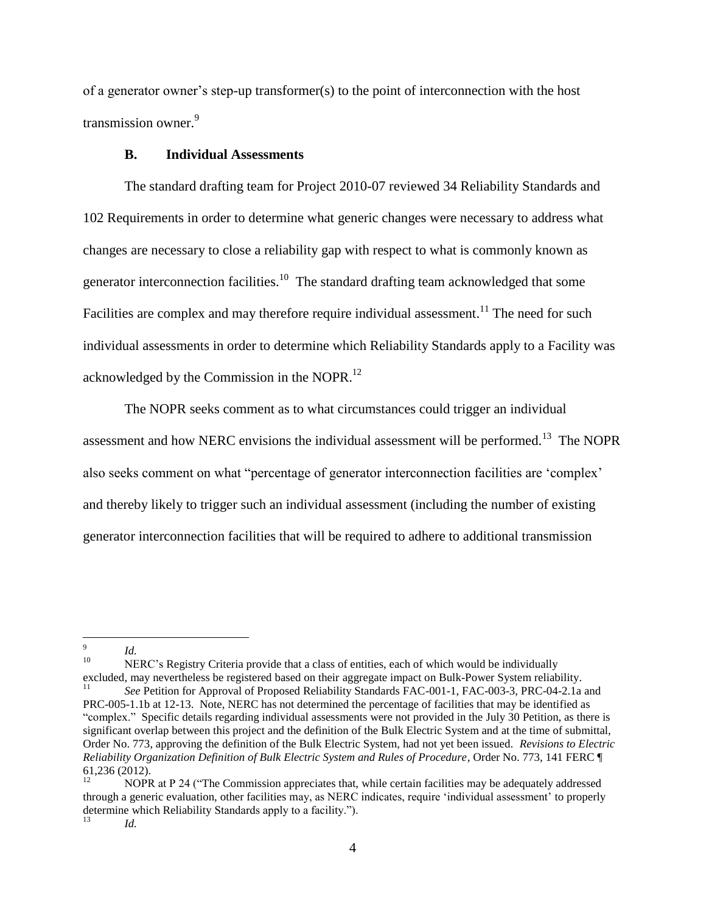of a generator owner's step-up transformer(s) to the point of interconnection with the host transmission owner.[9]

### B. Individual Assessments

The standard drafting team for Project 2010-07 reviewed 34 Reliability Standards and 102 Requirements in order to determine what generic changes were necessary to address what changes are necessary to close a reliability gap with respect to what is commonly known as generator interconnection facilities.[10] The standard drafting team acknowledged that some Facilities are complex and may therefore require individual assessment.[11] The need for such individual assessments in order to determine which Reliability Standards apply to a Facility was acknowledged by the Commission in the NOPR.[12]

The NOPR seeks comment as to what circumstances could trigger an individual assessment and how NERC envisions the individual assessment will be performed.[13] The NOPR also seeks comment on what "percentage of generator interconnection facilities are 'complex' and thereby likely to trigger such an individual assessment (including the number of existing generator interconnection facilities that will be required to adhere to additional transmission

---

[9] *Id.*

[10] NERC's Registry Criteria provide that a class of entities, each of which would be individually excluded, may nevertheless be registered based on their aggregate impact on Bulk-Power System reliability.

[11] *See* Petition for Approval of Proposed Reliability Standards FAC-001-1, FAC-003-3, PRC-04-2.1a and PRC-005-1.1b at 12-13. Note, NERC has not determined the percentage of facilities that may be identified as "complex." Specific details regarding individual assessments were not provided in the July 30 Petition, as there is significant overlap between this project and the definition of the Bulk Electric System and at the time of submittal, Order No. 773, approving the definition of the Bulk Electric System, had not yet been issued. *Revisions to Electric Reliability Organization Definition of Bulk Electric System and Rules of Procedure*, Order No. 773, 141 FERC ¶ 61,236 (2012).

[12] NOPR at P 24 ("The Commission appreciates that, while certain facilities may be adequately addressed through a generic evaluation, other facilities may, as NERC indicates, require 'individual assessment' to properly determine which Reliability Standards apply to a facility.").

[13] *Id.*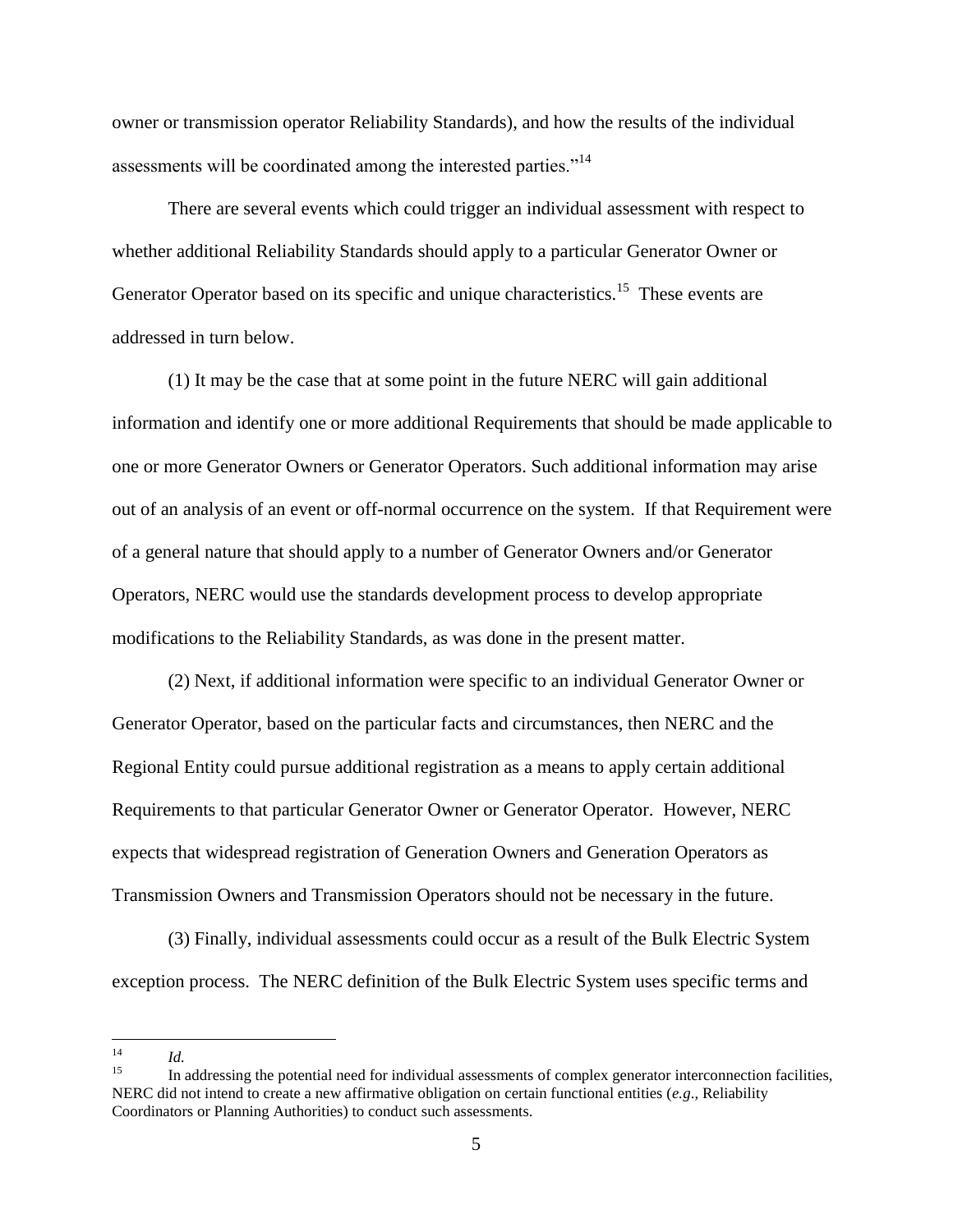owner or transmission operator Reliability Standards), and how the results of the individual assessments will be coordinated among the interested parties."[14]

There are several events which could trigger an individual assessment with respect to whether additional Reliability Standards should apply to a particular Generator Owner or Generator Operator based on its specific and unique characteristics.[15] These events are addressed in turn below.

(1) It may be the case that at some point in the future NERC will gain additional information and identify one or more additional Requirements that should be made applicable to one or more Generator Owners or Generator Operators. Such additional information may arise out of an analysis of an event or off-normal occurrence on the system. If that Requirement were of a general nature that should apply to a number of Generator Owners and/or Generator Operators, NERC would use the standards development process to develop appropriate modifications to the Reliability Standards, as was done in the present matter.

(2) Next, if additional information were specific to an individual Generator Owner or Generator Operator, based on the particular facts and circumstances, then NERC and the Regional Entity could pursue additional registration as a means to apply certain additional Requirements to that particular Generator Owner or Generator Operator. However, NERC expects that widespread registration of Generation Owners and Generation Operators as Transmission Owners and Transmission Operators should not be necessary in the future.

(3) Finally, individual assessments could occur as a result of the Bulk Electric System exception process. The NERC definition of the Bulk Electric System uses specific terms and

---

[14] *Id.*

[15] In addressing the potential need for individual assessments of complex generator interconnection facilities, NERC did not intend to create a new affirmative obligation on certain functional entities (*e.g*., Reliability Coordinators or Planning Authorities) to conduct such assessments.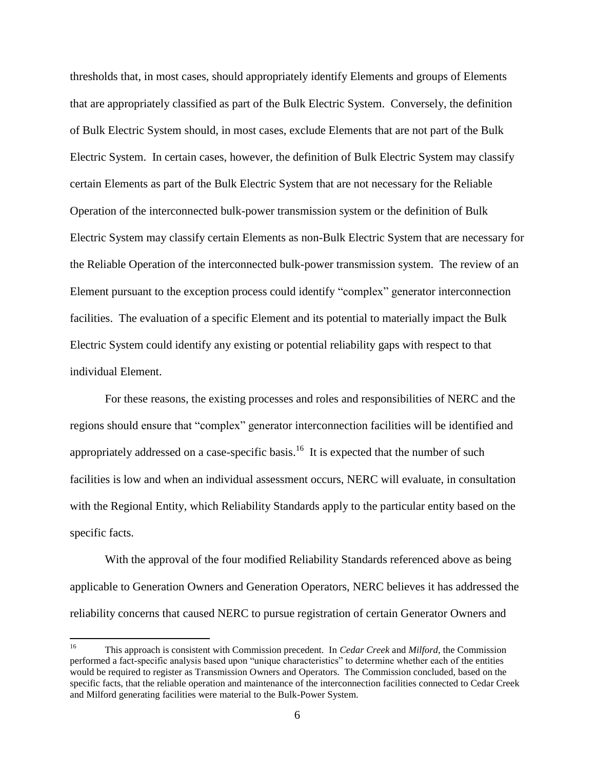thresholds that, in most cases, should appropriately identify Elements and groups of Elements that are appropriately classified as part of the Bulk Electric System. Conversely, the definition of Bulk Electric System should, in most cases, exclude Elements that are not part of the Bulk Electric System. In certain cases, however, the definition of Bulk Electric System may classify certain Elements as part of the Bulk Electric System that are not necessary for the Reliable Operation of the interconnected bulk-power transmission system or the definition of Bulk Electric System may classify certain Elements as non-Bulk Electric System that are necessary for the Reliable Operation of the interconnected bulk-power transmission system. The review of an Element pursuant to the exception process could identify "complex" generator interconnection facilities. The evaluation of a specific Element and its potential to materially impact the Bulk Electric System could identify any existing or potential reliability gaps with respect to that individual Element.

For these reasons, the existing processes and roles and responsibilities of NERC and the regions should ensure that "complex" generator interconnection facilities will be identified and appropriately addressed on a case-specific basis.[16] It is expected that the number of such facilities is low and when an individual assessment occurs, NERC will evaluate, in consultation with the Regional Entity, which Reliability Standards apply to the particular entity based on the specific facts.

With the approval of the four modified Reliability Standards referenced above as being applicable to Generation Owners and Generation Operators, NERC believes it has addressed the reliability concerns that caused NERC to pursue registration of certain Generator Owners and

---

[16] This approach is consistent with Commission precedent. In *Cedar Creek* and *Milford*, the Commission performed a fact-specific analysis based upon "unique characteristics" to determine whether each of the entities would be required to register as Transmission Owners and Operators. The Commission concluded, based on the specific facts, that the reliable operation and maintenance of the interconnection facilities connected to Cedar Creek and Milford generating facilities were material to the Bulk-Power System.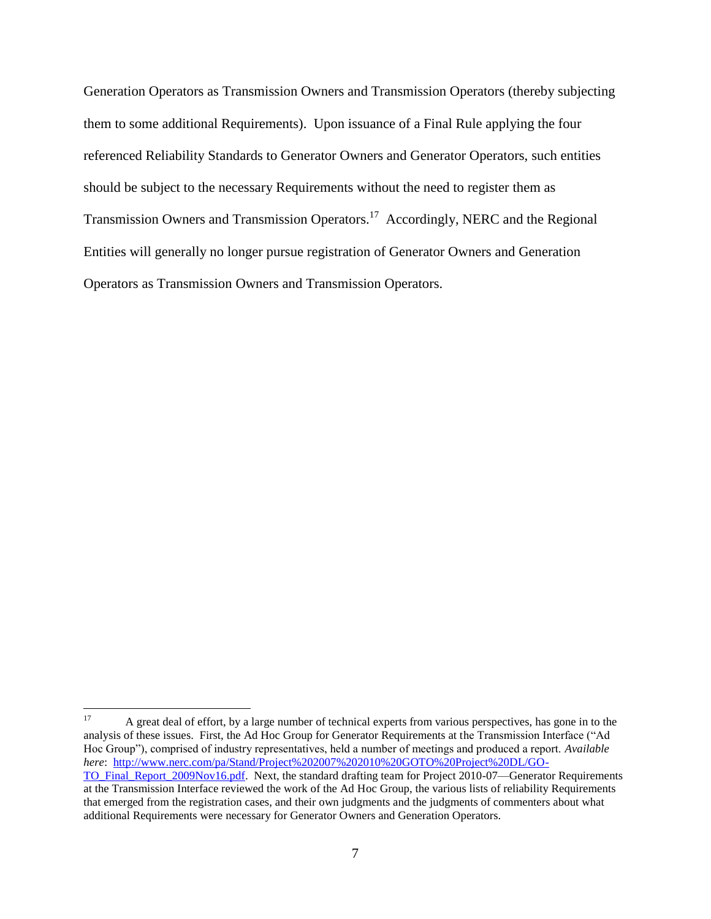Generation Operators as Transmission Owners and Transmission Operators (thereby subjecting them to some additional Requirements). Upon issuance of a Final Rule applying the four referenced Reliability Standards to Generator Owners and Generator Operators, such entities should be subject to the necessary Requirements without the need to register them as Transmission Owners and Transmission Operators.[17] Accordingly, NERC and the Regional Entities will generally no longer pursue registration of Generator Owners and Generation Operators as Transmission Owners and Transmission Operators.

---

[17] A great deal of effort, by a large number of technical experts from various perspectives, has gone in to the analysis of these issues. First, the Ad Hoc Group for Generator Requirements at the Transmission Interface ("Ad Hoc Group"), comprised of industry representatives, held a number of meetings and produced a report. *Available here*: [http://www.nerc.com/pa/Stand/Project%202007%202010%20GOTO%20Project%20DL/GO-TO_Final_Report_2009Nov16.pdf](http://www.nerc.com/pa/Stand/Project%202007%202010%20GOTO%20Project%20DL/GO-TO_Final_Report_2009Nov16.pdf). Next, the standard drafting team for Project 2010-07—Generator Requirements at the Transmission Interface reviewed the work of the Ad Hoc Group, the various lists of reliability Requirements that emerged from the registration cases, and their own judgments and the judgments of commenters about what additional Requirements were necessary for Generator Owners and Generation Operators.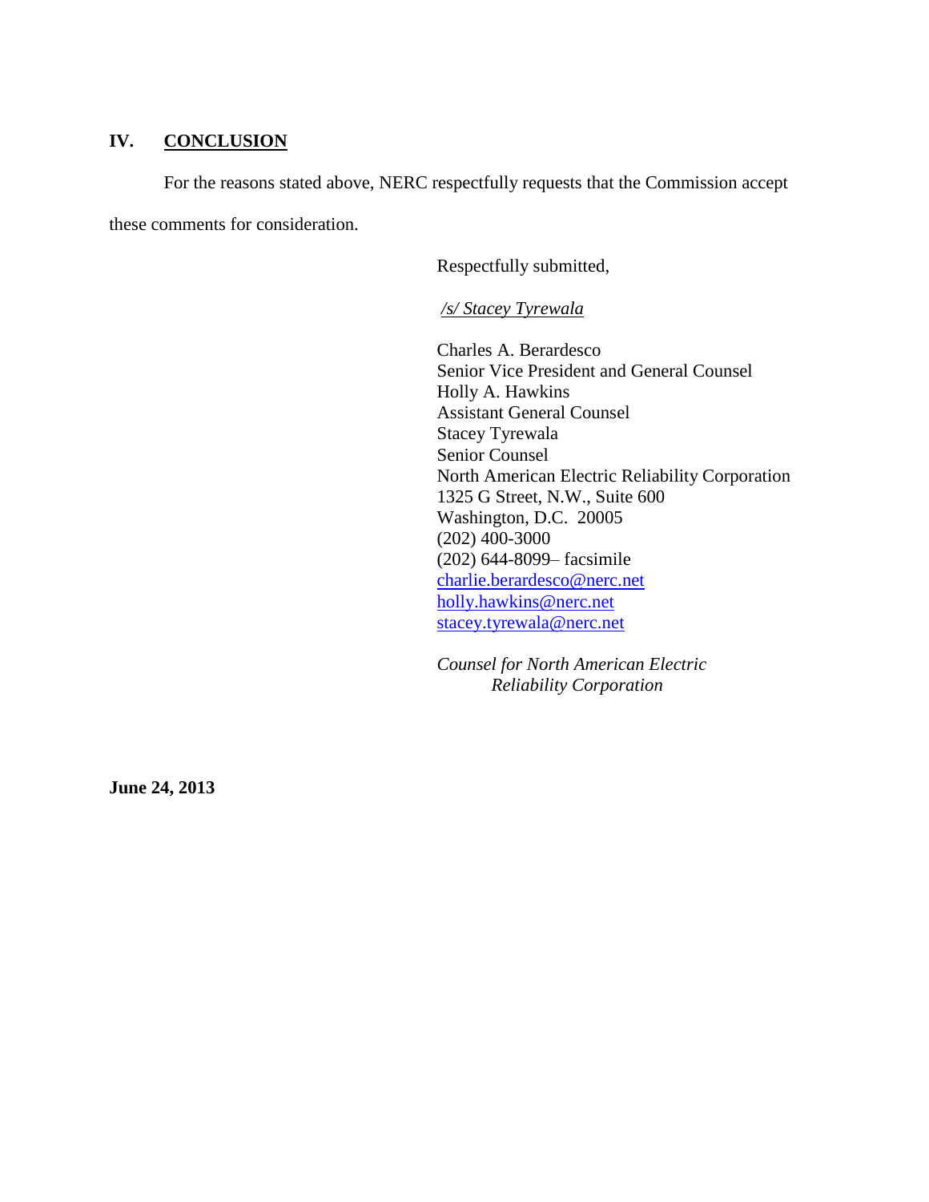## IV. CONCLUSION

For the reasons stated above, NERC respectfully requests that the Commission accept these comments for consideration.

Respectfully submitted,

*/s/ Stacey Tyrewala*

Charles A. Berardesco  
Senior Vice President and General Counsel  
Holly A. Hawkins  
Assistant General Counsel  
Stacey Tyrewala  
Senior Counsel  
North American Electric Reliability Corporation  
1325 G Street, N.W., Suite 600  
Washington, D.C. 20005  
(202) 400-3000  
(202) 644-8099– facsimile  
charlie.berardesco@nerc.net  
holly.hawkins@nerc.net  
stacey.tyrewala@nerc.net

*Counsel for North American Electric Reliability Corporation*

**June 24, 2013**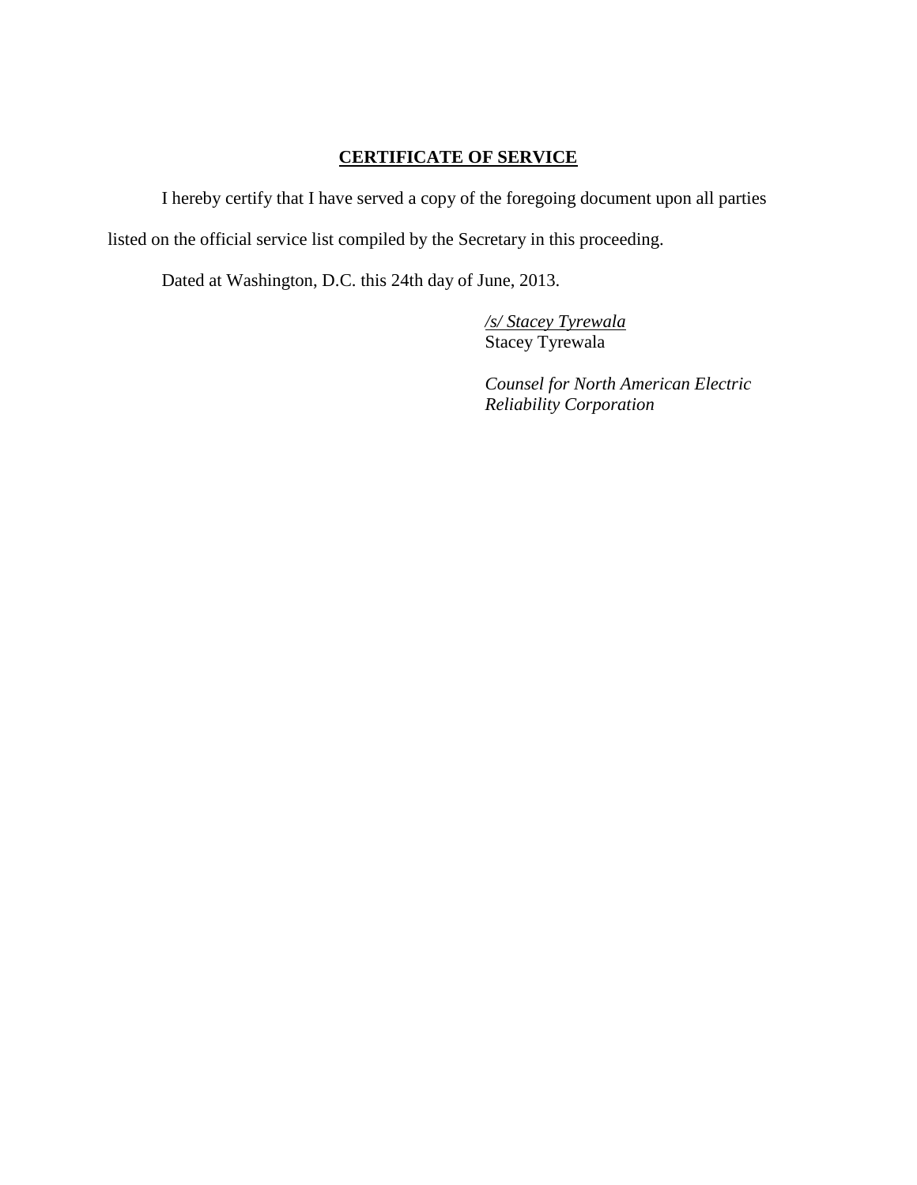**CERTIFICATE OF SERVICE**

I hereby certify that I have served a copy of the foregoing document upon all parties listed on the official service list compiled by the Secretary in this proceeding.

Dated at Washington, D.C. this 24th day of June, 2013.

*/s/ Stacey Tyrewala*
Stacey Tyrewala

*Counsel for North American Electric Reliability Corporation*